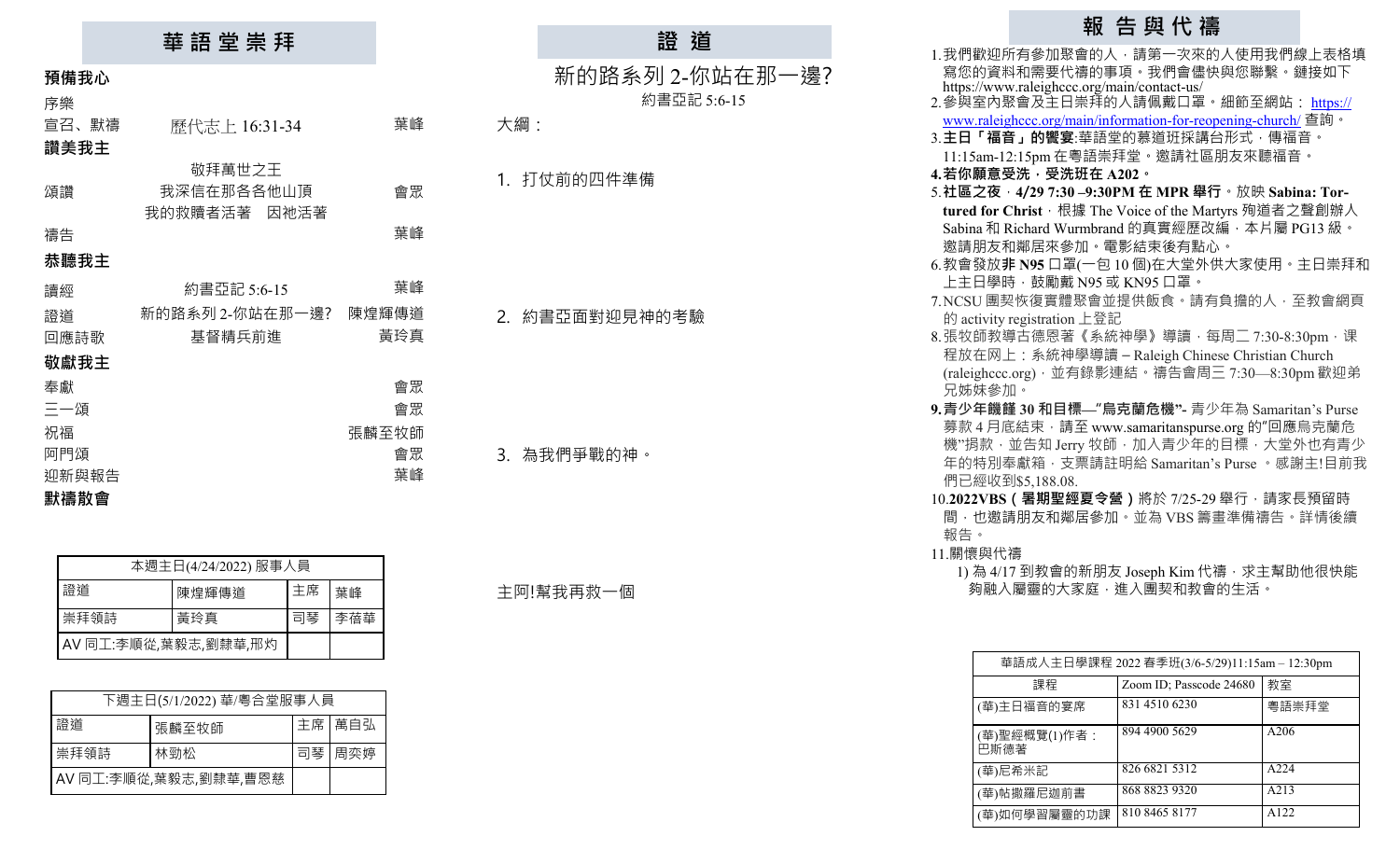## 華語堂崇拜

**預備我心**

| | | |
|---|---|---|
| 序樂 | | |
| 宣召、默禱 | 歷代志上 16:31-34 | 葉峰 |

**讚美我主**

| | | |
|---|---|---|
| 頌讚 | 敬拜萬世之王<br>我深信在那各各他山頂<br>我的救贖者活著　因祂活著 | 會眾 |
| 禱告 | | 葉峰 |

**恭聽我主**

| | | |
|---|---|---|
| 讀經 | 約書亞記 5:6-15 | 葉峰 |
| 證道 | 新的路系列 2-你站在那一邊? | 陳煌輝傳道 |
| 回應詩歌 | 基督精兵前進 | 黃玲真 |

**敬獻我主**

| | |
|---|---|
| 奉獻 | 會眾 |
| 三一頌 | 會眾 |
| 祝福 | 張麟至牧師 |
| 阿門頌 | 會眾 |
| 迎新與報告 | 葉峰 |

**默禱散會**

| 本週主日(4/24/2022) 服事人員 | | | |
|---|---|---|---|
| 證道 | 陳煌輝傳道 | 主席 | 葉峰 |
| 崇拜領詩 | 黃玲真 | 司琴 | 李蓓華 |
| AV 同工:李順從,葉毅志,劉隸華,邢灼 | | | |

| 下週主日(5/1/2022) 華/粵合堂服事人員 | | | |
|---|---|---|---|
| 證道 | 張麟至牧師 | 主席 | 萬日弘 |
| 崇拜領詩 | 林勁松 | 司琴 | 周奕婷 |
| AV 同工:李順從,葉毅志,劉隸華,曹恩慈 | | | |

## 證 道

新的路系列 2-你站在那一邊?

約書亞記 5:6-15

大綱：

1. 打仗前的四件準備

2. 約書亞面對迎見神的考驗

3. 為我們爭戰的神。

主阿!幫我再救一個

## 報 告 與 代 禱

1. 我們歡迎所有參加聚會的人，請第一次來的人使用我們線上表格填寫您的資料和需要代禱的事項。我們會儘快與您聯繫。鏈接如下 https://www.raleighccc.org/main/contact-us/
2. 參與室內聚會及主日崇拜的人請佩戴口罩。細節至網站：https://www.raleighccc.org/main/information-for-reopening-church/ 查詢。
3. **主日「福音」的饗宴**:華語堂的慕道班採講台形式，傳福音。11:15am-12:15pm 在粵語崇拜堂。邀請社區朋友來聽福音。
4. **若你願意受洗，受洗班在 A202。**
5. **社區之夜**，**4/29 7:30 –9:30PM 在 MPR 舉行**。放映 **Sabina: Tortured for Christ**，根據 The Voice of the Martyrs 殉道者之聲創辦人 Sabina 和 Richard Wurmbrand 的真實經歷改編，本片屬 PG13 級。邀請朋友和鄰居來參加。電影結束後有點心。
6. 教會發放**非 N95** 口罩(一包 10 個)在大堂外供大家使用。主日崇拜和上主日學時，鼓勵戴 N95 或 KN95 口罩。
7. NCSU 團契恢復實體聚會並提供飯食。請有負擔的人，至教會網頁的 activity registration 上登記
8. 張牧師教導古德恩著《系統神學》導讀，每周二 7:30-8:30pm，課程放在网上：系統神學導讀 – Raleigh Chinese Christian Church (raleighccc.org)，並有錄影連結。禱告會周三 7:30—8:30pm 歡迎弟兄姊妹參加。
9. **青少年饑饉 30 和目標—"烏克蘭危機"-** 青少年為 Samaritan's Purse 募款 4 月底結束，請至 www.samaritanspurse.org 的"回應烏克蘭危機"捐款，並告知 Jerry 牧師，加入青少年的目標，大堂外也有青少年的特別奉獻箱，支票請註明給 Samaritan's Purse 。感謝主!目前我們已經收到$5,188.08.
10. **2022VBS（暑期聖經夏令營）**將於 7/25-29 舉行，請家長預留時間，也邀請朋友和鄰居參加。並為 VBS 籌畫準備禱告。詳情後續報告。
11. 關懷與代禱
    1) 為 4/17 到教會的新朋友 Joseph Kim 代禱，求主幫助他很快能夠融入屬靈的大家庭，進入團契和教會的生活。

| 華語成人主日學課程 2022 春季班(3/6-5/29)11:15am – 12:30pm | | |
|---|---|---|
| 課程 | Zoom ID; Passcode 24680 | 教室 |
| (華)主日福音的宴席 | 831 4510 6230 | 粵語崇拜堂 |
| (華)聖經概覽(1)作者：巴斯德著 | 894 4900 5629 | A206 |
| (華)尼希米記 | 826 6821 5312 | A224 |
| (華)帖撒羅尼迦前書 | 868 8823 9320 | A213 |
| (華)如何學習屬靈的功課 | 810 8465 8177 | A122 |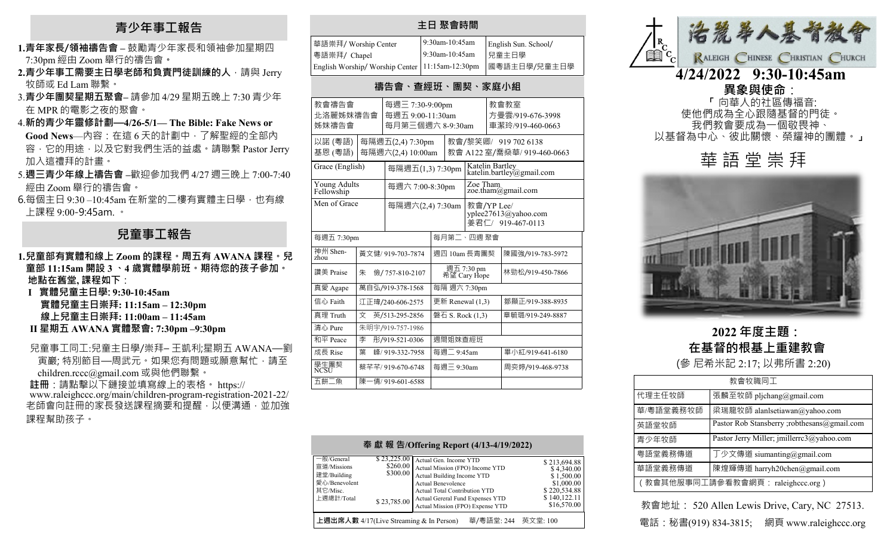## 青少年事工報告

1. **青年家長/領袖禱告會** – 鼓勵青少年家長和領袖參加星期四 7:30pm 經由 Zoom 舉行的禱告會。
2. **青少年事工需要主日學老師和負責門徒訓練的人**，請與 Jerry 牧師或 Ed Lam 聯繫。
3. **青少年團契星期五聚會**– 請參加 4/29 星期五晚上 7:30 青少年在 MPR 的電影之夜的聚會。
4. **新的青少年靈修計劃—4/26-5/1— The Bible: Fake News or Good News**—內容：在這 6 天的計劃中，了解聖經的全部內容，它的用途，以及它對我們生活的益處。請聯繫 Pastor Jerry 加入這禮拜的計畫。
5. **週三青少年線上禱告會** –歡迎參加我們 4/27 週三晚上 7:00-7:40 經由 Zoom 舉行的禱告會。
6. 每個主日 9:30 –10:45am 在新堂的二樓有實體主日學，也有線上課程 9:00-9:45am.。

## 兒童事工報告

1. **兒童部有實體和線上 Zoom 的課程。周五有 AWANA 課程。兒童部 11:15am 開設 3 、4 歲實體學前班。期待您的孩子參加。地點在舊堂, 課程如下**：

   **I 實體兒童主日學: 9:30-10:45am**

   **實體兒童主日崇拜: 11:15am – 12:30pm**

   **線上兒童主日崇拜: 11:00am – 11:45am**

   **II 星期五 AWANA 實體聚會: 7:30pm –9:30pm**

兒童事工同工:兒童主日學/崇拜– 王凱利;星期五 AWANA—劉寅巖; 特別節目—周武元。如果您有問題或願意幫忙，請至 children.rccc@gmail.com 或與他們聯繫。

**註冊**：請點擊以下鏈接並填寫線上的表格。 https://www.raleighccc.org/main/children-program-registration-2021-22/ 老師會向註冊的家長發送課程摘要和提醒，以便溝通，並加強課程幫助孩子。

## 主日 聚會時間

| | | |
|---|---|---|
| 華語崇拜/ Worship Center | 9:30am-10:45am | English Sun. School/ |
| 粵語崇拜/ Chapel | 9:30am-10:45am | 兒童主日學 |
| English Worship/ Worship Center | 11:15am-12:30pm | 國粵語主日學/兒童主日學 |

## 禱告會、查經班、團契、家庭小組

| | | |
|---|---|---|
| 教會禱告會 | 每週三 7:30-9:00pm | 教會教室 |
| 北洛麗姊妹禱告會 | 每週五 9:00-11:30am | 方曼雲/919-676-3998 |
| 姊妹禱告會 | 每月第三個週六 8-9:30am | 車潔玲/919-460-0663 |
| 以諾 (粵語) | 每隔週五(2,4) 7:30pm | 教會/黎笑卿/ 919 702 6138 |
| 基恩 (粵語) | 每隔週六(2,4) 10:00am | 教會 A122 室/喬燊華/ 919-460-0663 |
| Grace (English) | 每隔週五(1,3) 7:30pm | Katelin Bartley katelin.bartley@gmail.com |
| Young Adults Fellowship | 每週六 7:00-8:30pm | Zoe Tham zoe.tham@gmail.com |
| Men of Grace | 每隔週六(2,4) 7:30am | 教會/YP Lee/ yplee27613@yahoo.com 姜君仁/ 919-467-0113 |

| 每週五 7:30pm | | 每月第二、四週 聚會 | |
|---|---|---|---|
| 神州 Shen-zhou | 黃文健/ 919-703-7874 | 週四 10am 長青團契 | 陳國強/919-783-5972 |
| 讚美 Praise | 朱 儉/ 757-810-2107 | 週五 7:30 pm 希望 Cary Hope | 林勁松/919-450-7866 |
| 真愛 Agape | 萬自弘/919-378-1568 | 每隔 週六 7:30pm | |
| 信心 Faith | 江正瑋/240-606-2575 | 更新 Renewal (1,3) | 鄭顯正/919-388-8935 |
| 真理 Truth | 文 英/513-295-2856 | 磐石 S. Rock (1,3) | 章毓璐/919-249-8887 |
| 清心 Pure | 朱明宇/919-757-1986 | | |
| 和平 Peace | 李 彤/919-521-0306 | 週間姐妹查經班 | |
| 成長 Rise | 葉 峰/ 919-332-7958 | 每週二 9:45am | 畢小紅/919-641-6180 |
| 學生團契 NCSU | 蔡芊芊/ 919-670-6748 | 每週三 9:30am | 周奕婷/919-468-9738 |
| 五餅二魚 | 陳一倩/ 919-601-6588 | | |

## 奉 獻 報 告/Offering Report (4/13-4/19/2022)

| | | | |
|---|---|---|---|
| 一般/General | $ 23,225.00 | Actual Gen. Income YTD | $ 213,694.88 |
| 宣道/Missions | $260.00 | Actual Mission (FPO) Income YTD | $ 4,340.00 |
| 建堂/Building | $300.00 | Actual Building Income YTD | $ 1,500.00 |
| 愛心/Benevolent | | Actual Benevolence | $1,000.00 |
| 其它/Misc. | | Actual Total Contribution YTD | $ 220,534.88 |
| 上週總計/Total | $ 23,785.00 | Actual Gereral Fund Expenses YTD | $ 140,122.11 |
| | | Actual Mission (FPO) Expense YTD | $16,570.00 |

**上週出席人數** 4/17(Live Streaming & In Person) 華/粵語堂: 244 英文堂: 100

# 洛麗華人基督教會 RALEIGH CHINESE CHRISTIAN CHURCH

**4/24/2022 9:30-10:45am**

**異象與使命**：

「 向華人的社區傳福音:
使他們成為全心跟隨基督的門徒。
我們教會要成為一個敬畏神、
以基督為中心、彼此關懷、榮耀神的團體。」

# 華 語 堂 崇 拜

**2022 年度主題：**
**在基督的根基上重建教會**
(參 尼希米記 2:17; 以弗所書 2:20)

| 教會牧職同工 | |
|---|---|
| 代理主任牧師 | 張麟至牧師 pljchang@gmail.com |
| 華/粵語堂義務牧師 | 梁瑞龍牧師 alanlsetiawan@yahoo.com |
| 英語堂牧師 | Pastor Rob Stansberry ;robthesans@gmail.com |
| 青少年牧師 | Pastor Jerry Miller; jmillerrc3@yahoo.com |
| 粵語堂義務傳道 | 丁少文傳道 siumanting@gmail.com |
| 華語堂義務傳道 | 陳煌輝傳道 harryh20chen@gmail.com |
| （教會其他服事同工請參看教會網頁： raleighccc.org） | |

教會地址： 520 Allen Lewis Drive, Cary, NC 27513.

電話：秘書(919) 834-3815; 網頁 www.raleighccc.org